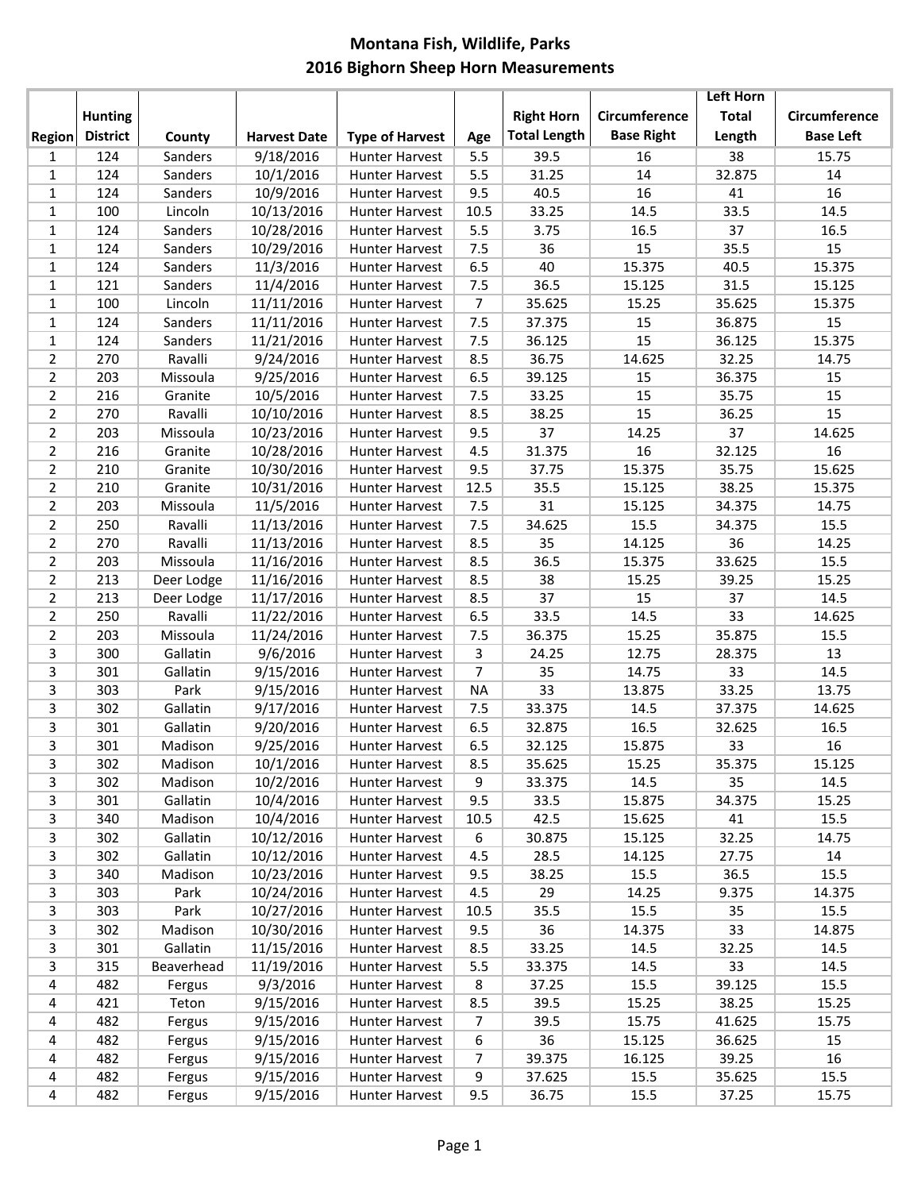# Montana Fish, Wildlife, Parks
## 2016 Bighorn Sheep Horn Measurements

| Region | Hunting District | County | Harvest Date | Type of Harvest | Age | Right Horn Total Length | Circumference Base Right | Left Horn Total Length | Circumference Base Left |
|---|---|---|---|---|---|---|---|---|---|
| 1 | 124 | Sanders | 9/18/2016 | Hunter Harvest | 5.5 | 39.5 | 16 | 38 | 15.75 |
| 1 | 124 | Sanders | 10/1/2016 | Hunter Harvest | 5.5 | 31.25 | 14 | 32.875 | 14 |
| 1 | 124 | Sanders | 10/9/2016 | Hunter Harvest | 9.5 | 40.5 | 16 | 41 | 16 |
| 1 | 100 | Lincoln | 10/13/2016 | Hunter Harvest | 10.5 | 33.25 | 14.5 | 33.5 | 14.5 |
| 1 | 124 | Sanders | 10/28/2016 | Hunter Harvest | 5.5 | 3.75 | 16.5 | 37 | 16.5 |
| 1 | 124 | Sanders | 10/29/2016 | Hunter Harvest | 7.5 | 36 | 15 | 35.5 | 15 |
| 1 | 124 | Sanders | 11/3/2016 | Hunter Harvest | 6.5 | 40 | 15.375 | 40.5 | 15.375 |
| 1 | 121 | Sanders | 11/4/2016 | Hunter Harvest | 7.5 | 36.5 | 15.125 | 31.5 | 15.125 |
| 1 | 100 | Lincoln | 11/11/2016 | Hunter Harvest | 7 | 35.625 | 15.25 | 35.625 | 15.375 |
| 1 | 124 | Sanders | 11/11/2016 | Hunter Harvest | 7.5 | 37.375 | 15 | 36.875 | 15 |
| 1 | 124 | Sanders | 11/21/2016 | Hunter Harvest | 7.5 | 36.125 | 15 | 36.125 | 15.375 |
| 2 | 270 | Ravalli | 9/24/2016 | Hunter Harvest | 8.5 | 36.75 | 14.625 | 32.25 | 14.75 |
| 2 | 203 | Missoula | 9/25/2016 | Hunter Harvest | 6.5 | 39.125 | 15 | 36.375 | 15 |
| 2 | 216 | Granite | 10/5/2016 | Hunter Harvest | 7.5 | 33.25 | 15 | 35.75 | 15 |
| 2 | 270 | Ravalli | 10/10/2016 | Hunter Harvest | 8.5 | 38.25 | 15 | 36.25 | 15 |
| 2 | 203 | Missoula | 10/23/2016 | Hunter Harvest | 9.5 | 37 | 14.25 | 37 | 14.625 |
| 2 | 216 | Granite | 10/28/2016 | Hunter Harvest | 4.5 | 31.375 | 16 | 32.125 | 16 |
| 2 | 210 | Granite | 10/30/2016 | Hunter Harvest | 9.5 | 37.75 | 15.375 | 35.75 | 15.625 |
| 2 | 210 | Granite | 10/31/2016 | Hunter Harvest | 12.5 | 35.5 | 15.125 | 38.25 | 15.375 |
| 2 | 203 | Missoula | 11/5/2016 | Hunter Harvest | 7.5 | 31 | 15.125 | 34.375 | 14.75 |
| 2 | 250 | Ravalli | 11/13/2016 | Hunter Harvest | 7.5 | 34.625 | 15.5 | 34.375 | 15.5 |
| 2 | 270 | Ravalli | 11/13/2016 | Hunter Harvest | 8.5 | 35 | 14.125 | 36 | 14.25 |
| 2 | 203 | Missoula | 11/16/2016 | Hunter Harvest | 8.5 | 36.5 | 15.375 | 33.625 | 15.5 |
| 2 | 213 | Deer Lodge | 11/16/2016 | Hunter Harvest | 8.5 | 38 | 15.25 | 39.25 | 15.25 |
| 2 | 213 | Deer Lodge | 11/17/2016 | Hunter Harvest | 8.5 | 37 | 15 | 37 | 14.5 |
| 2 | 250 | Ravalli | 11/22/2016 | Hunter Harvest | 6.5 | 33.5 | 14.5 | 33 | 14.625 |
| 2 | 203 | Missoula | 11/24/2016 | Hunter Harvest | 7.5 | 36.375 | 15.25 | 35.875 | 15.5 |
| 3 | 300 | Gallatin | 9/6/2016 | Hunter Harvest | 3 | 24.25 | 12.75 | 28.375 | 13 |
| 3 | 301 | Gallatin | 9/15/2016 | Hunter Harvest | 7 | 35 | 14.75 | 33 | 14.5 |
| 3 | 303 | Park | 9/15/2016 | Hunter Harvest | NA | 33 | 13.875 | 33.25 | 13.75 |
| 3 | 302 | Gallatin | 9/17/2016 | Hunter Harvest | 7.5 | 33.375 | 14.5 | 37.375 | 14.625 |
| 3 | 301 | Gallatin | 9/20/2016 | Hunter Harvest | 6.5 | 32.875 | 16.5 | 32.625 | 16.5 |
| 3 | 301 | Madison | 9/25/2016 | Hunter Harvest | 6.5 | 32.125 | 15.875 | 33 | 16 |
| 3 | 302 | Madison | 10/1/2016 | Hunter Harvest | 8.5 | 35.625 | 15.25 | 35.375 | 15.125 |
| 3 | 302 | Madison | 10/2/2016 | Hunter Harvest | 9 | 33.375 | 14.5 | 35 | 14.5 |
| 3 | 301 | Gallatin | 10/4/2016 | Hunter Harvest | 9.5 | 33.5 | 15.875 | 34.375 | 15.25 |
| 3 | 340 | Madison | 10/4/2016 | Hunter Harvest | 10.5 | 42.5 | 15.625 | 41 | 15.5 |
| 3 | 302 | Gallatin | 10/12/2016 | Hunter Harvest | 6 | 30.875 | 15.125 | 32.25 | 14.75 |
| 3 | 302 | Gallatin | 10/12/2016 | Hunter Harvest | 4.5 | 28.5 | 14.125 | 27.75 | 14 |
| 3 | 340 | Madison | 10/23/2016 | Hunter Harvest | 9.5 | 38.25 | 15.5 | 36.5 | 15.5 |
| 3 | 303 | Park | 10/24/2016 | Hunter Harvest | 4.5 | 29 | 14.25 | 9.375 | 14.375 |
| 3 | 303 | Park | 10/27/2016 | Hunter Harvest | 10.5 | 35.5 | 15.5 | 35 | 15.5 |
| 3 | 302 | Madison | 10/30/2016 | Hunter Harvest | 9.5 | 36 | 14.375 | 33 | 14.875 |
| 3 | 301 | Gallatin | 11/15/2016 | Hunter Harvest | 8.5 | 33.25 | 14.5 | 32.25 | 14.5 |
| 3 | 315 | Beaverhead | 11/19/2016 | Hunter Harvest | 5.5 | 33.375 | 14.5 | 33 | 14.5 |
| 4 | 482 | Fergus | 9/3/2016 | Hunter Harvest | 8 | 37.25 | 15.5 | 39.125 | 15.5 |
| 4 | 421 | Teton | 9/15/2016 | Hunter Harvest | 8.5 | 39.5 | 15.25 | 38.25 | 15.25 |
| 4 | 482 | Fergus | 9/15/2016 | Hunter Harvest | 7 | 39.5 | 15.75 | 41.625 | 15.75 |
| 4 | 482 | Fergus | 9/15/2016 | Hunter Harvest | 6 | 36 | 15.125 | 36.625 | 15 |
| 4 | 482 | Fergus | 9/15/2016 | Hunter Harvest | 7 | 39.375 | 16.125 | 39.25 | 16 |
| 4 | 482 | Fergus | 9/15/2016 | Hunter Harvest | 9 | 37.625 | 15.5 | 35.625 | 15.5 |
| 4 | 482 | Fergus | 9/15/2016 | Hunter Harvest | 9.5 | 36.75 | 15.5 | 37.25 | 15.75 |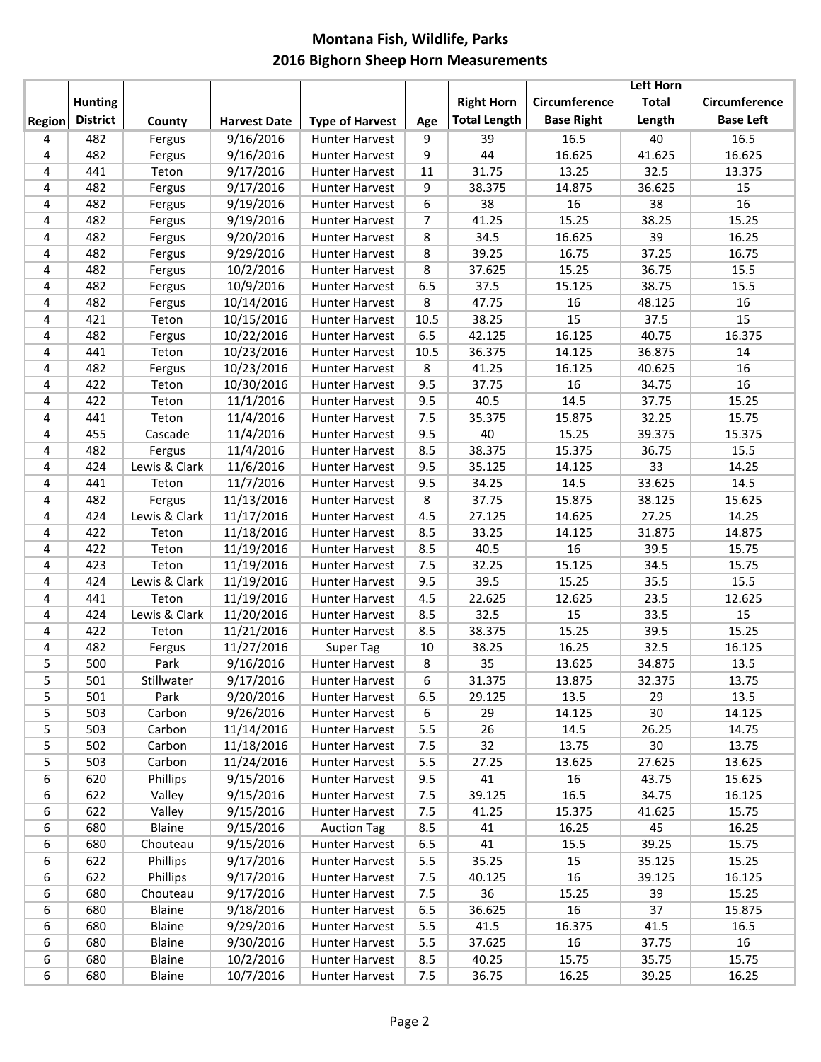# Montana Fish, Wildlife, Parks
## 2016 Bighorn Sheep Horn Measurements

| Region | Hunting District | County | Harvest Date | Type of Harvest | Age | Right Horn Total Length | Circumference Base Right | Left Horn Total Length | Circumference Base Left |
|---|---|---|---|---|---|---|---|---|---|
| 4 | 482 | Fergus | 9/16/2016 | Hunter Harvest | 9 | 39 | 16.5 | 40 | 16.5 |
| 4 | 482 | Fergus | 9/16/2016 | Hunter Harvest | 9 | 44 | 16.625 | 41.625 | 16.625 |
| 4 | 441 | Teton | 9/17/2016 | Hunter Harvest | 11 | 31.75 | 13.25 | 32.5 | 13.375 |
| 4 | 482 | Fergus | 9/17/2016 | Hunter Harvest | 9 | 38.375 | 14.875 | 36.625 | 15 |
| 4 | 482 | Fergus | 9/19/2016 | Hunter Harvest | 6 | 38 | 16 | 38 | 16 |
| 4 | 482 | Fergus | 9/19/2016 | Hunter Harvest | 7 | 41.25 | 15.25 | 38.25 | 15.25 |
| 4 | 482 | Fergus | 9/20/2016 | Hunter Harvest | 8 | 34.5 | 16.625 | 39 | 16.25 |
| 4 | 482 | Fergus | 9/29/2016 | Hunter Harvest | 8 | 39.25 | 16.75 | 37.25 | 16.75 |
| 4 | 482 | Fergus | 10/2/2016 | Hunter Harvest | 8 | 37.625 | 15.25 | 36.75 | 15.5 |
| 4 | 482 | Fergus | 10/9/2016 | Hunter Harvest | 6.5 | 37.5 | 15.125 | 38.75 | 15.5 |
| 4 | 482 | Fergus | 10/14/2016 | Hunter Harvest | 8 | 47.75 | 16 | 48.125 | 16 |
| 4 | 421 | Teton | 10/15/2016 | Hunter Harvest | 10.5 | 38.25 | 15 | 37.5 | 15 |
| 4 | 482 | Fergus | 10/22/2016 | Hunter Harvest | 6.5 | 42.125 | 16.125 | 40.75 | 16.375 |
| 4 | 441 | Teton | 10/23/2016 | Hunter Harvest | 10.5 | 36.375 | 14.125 | 36.875 | 14 |
| 4 | 482 | Fergus | 10/23/2016 | Hunter Harvest | 8 | 41.25 | 16.125 | 40.625 | 16 |
| 4 | 422 | Teton | 10/30/2016 | Hunter Harvest | 9.5 | 37.75 | 16 | 34.75 | 16 |
| 4 | 422 | Teton | 11/1/2016 | Hunter Harvest | 9.5 | 40.5 | 14.5 | 37.75 | 15.25 |
| 4 | 441 | Teton | 11/4/2016 | Hunter Harvest | 7.5 | 35.375 | 15.875 | 32.25 | 15.75 |
| 4 | 455 | Cascade | 11/4/2016 | Hunter Harvest | 9.5 | 40 | 15.25 | 39.375 | 15.375 |
| 4 | 482 | Fergus | 11/4/2016 | Hunter Harvest | 8.5 | 38.375 | 15.375 | 36.75 | 15.5 |
| 4 | 424 | Lewis & Clark | 11/6/2016 | Hunter Harvest | 9.5 | 35.125 | 14.125 | 33 | 14.25 |
| 4 | 441 | Teton | 11/7/2016 | Hunter Harvest | 9.5 | 34.25 | 14.5 | 33.625 | 14.5 |
| 4 | 482 | Fergus | 11/13/2016 | Hunter Harvest | 8 | 37.75 | 15.875 | 38.125 | 15.625 |
| 4 | 424 | Lewis & Clark | 11/17/2016 | Hunter Harvest | 4.5 | 27.125 | 14.625 | 27.25 | 14.25 |
| 4 | 422 | Teton | 11/18/2016 | Hunter Harvest | 8.5 | 33.25 | 14.125 | 31.875 | 14.875 |
| 4 | 422 | Teton | 11/19/2016 | Hunter Harvest | 8.5 | 40.5 | 16 | 39.5 | 15.75 |
| 4 | 423 | Teton | 11/19/2016 | Hunter Harvest | 7.5 | 32.25 | 15.125 | 34.5 | 15.75 |
| 4 | 424 | Lewis & Clark | 11/19/2016 | Hunter Harvest | 9.5 | 39.5 | 15.25 | 35.5 | 15.5 |
| 4 | 441 | Teton | 11/19/2016 | Hunter Harvest | 4.5 | 22.625 | 12.625 | 23.5 | 12.625 |
| 4 | 424 | Lewis & Clark | 11/20/2016 | Hunter Harvest | 8.5 | 32.5 | 15 | 33.5 | 15 |
| 4 | 422 | Teton | 11/21/2016 | Hunter Harvest | 8.5 | 38.375 | 15.25 | 39.5 | 15.25 |
| 4 | 482 | Fergus | 11/27/2016 | Super Tag | 10 | 38.25 | 16.25 | 32.5 | 16.125 |
| 5 | 500 | Park | 9/16/2016 | Hunter Harvest | 8 | 35 | 13.625 | 34.875 | 13.5 |
| 5 | 501 | Stillwater | 9/17/2016 | Hunter Harvest | 6 | 31.375 | 13.875 | 32.375 | 13.75 |
| 5 | 501 | Park | 9/20/2016 | Hunter Harvest | 6.5 | 29.125 | 13.5 | 29 | 13.5 |
| 5 | 503 | Carbon | 9/26/2016 | Hunter Harvest | 6 | 29 | 14.125 | 30 | 14.125 |
| 5 | 503 | Carbon | 11/14/2016 | Hunter Harvest | 5.5 | 26 | 14.5 | 26.25 | 14.75 |
| 5 | 502 | Carbon | 11/18/2016 | Hunter Harvest | 7.5 | 32 | 13.75 | 30 | 13.75 |
| 5 | 503 | Carbon | 11/24/2016 | Hunter Harvest | 5.5 | 27.25 | 13.625 | 27.625 | 13.625 |
| 6 | 620 | Phillips | 9/15/2016 | Hunter Harvest | 9.5 | 41 | 16 | 43.75 | 15.625 |
| 6 | 622 | Valley | 9/15/2016 | Hunter Harvest | 7.5 | 39.125 | 16.5 | 34.75 | 16.125 |
| 6 | 622 | Valley | 9/15/2016 | Hunter Harvest | 7.5 | 41.25 | 15.375 | 41.625 | 15.75 |
| 6 | 680 | Blaine | 9/15/2016 | Auction Tag | 8.5 | 41 | 16.25 | 45 | 16.25 |
| 6 | 680 | Chouteau | 9/15/2016 | Hunter Harvest | 6.5 | 41 | 15.5 | 39.25 | 15.75 |
| 6 | 622 | Phillips | 9/17/2016 | Hunter Harvest | 5.5 | 35.25 | 15 | 35.125 | 15.25 |
| 6 | 622 | Phillips | 9/17/2016 | Hunter Harvest | 7.5 | 40.125 | 16 | 39.125 | 16.125 |
| 6 | 680 | Chouteau | 9/17/2016 | Hunter Harvest | 7.5 | 36 | 15.25 | 39 | 15.25 |
| 6 | 680 | Blaine | 9/18/2016 | Hunter Harvest | 6.5 | 36.625 | 16 | 37 | 15.875 |
| 6 | 680 | Blaine | 9/29/2016 | Hunter Harvest | 5.5 | 41.5 | 16.375 | 41.5 | 16.5 |
| 6 | 680 | Blaine | 9/30/2016 | Hunter Harvest | 5.5 | 37.625 | 16 | 37.75 | 16 |
| 6 | 680 | Blaine | 10/2/2016 | Hunter Harvest | 8.5 | 40.25 | 15.75 | 35.75 | 15.75 |
| 6 | 680 | Blaine | 10/7/2016 | Hunter Harvest | 7.5 | 36.75 | 16.25 | 39.25 | 16.25 |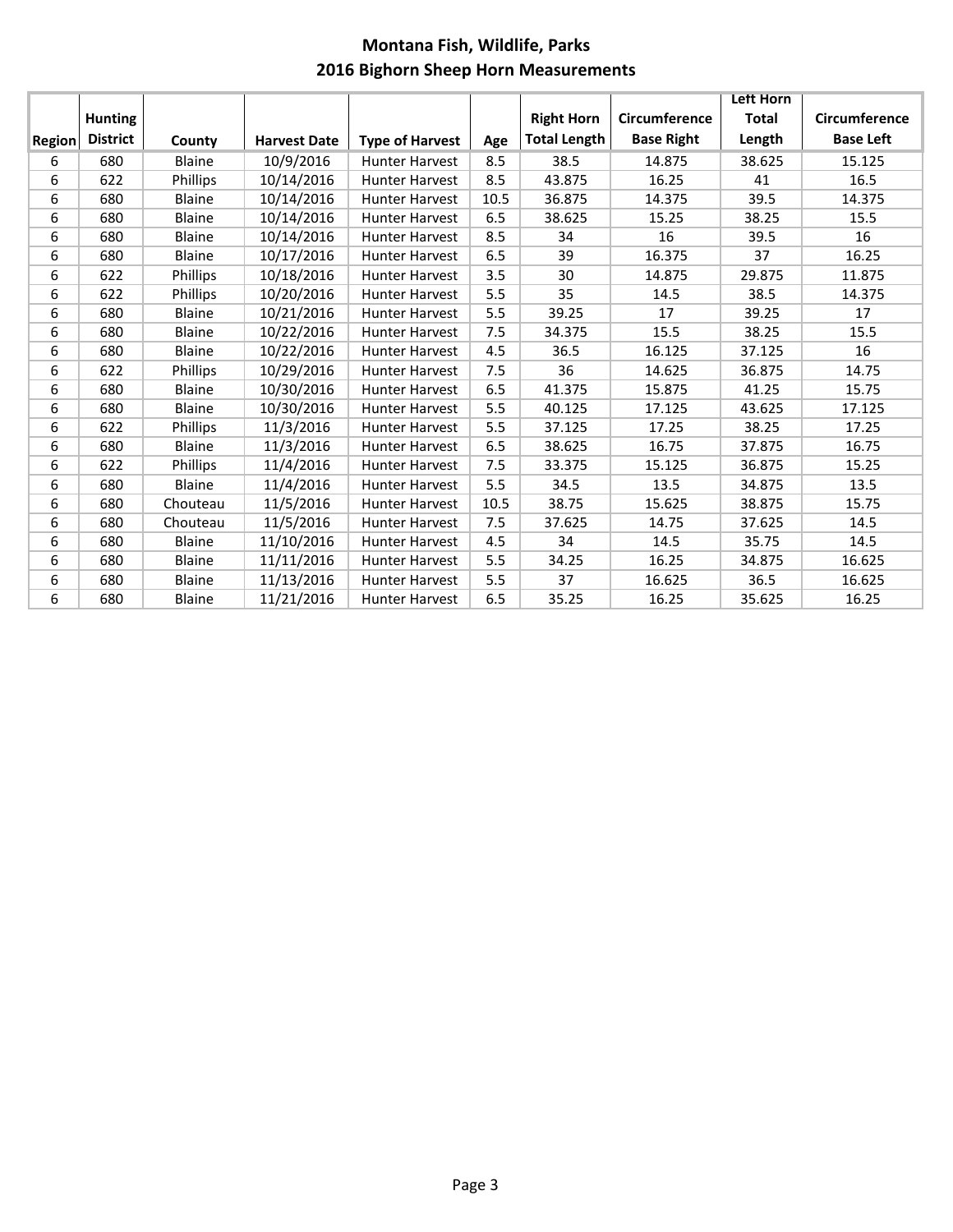# Montana Fish, Wildlife, Parks
## 2016 Bighorn Sheep Horn Measurements

| Region | Hunting District | County | Harvest Date | Type of Harvest | Age | Right Horn Total Length | Circumference Base Right | Left Horn Total Length | Circumference Base Left |
|---|---|---|---|---|---|---|---|---|---|
| 6 | 680 | Blaine | 10/9/2016 | Hunter Harvest | 8.5 | 38.5 | 14.875 | 38.625 | 15.125 |
| 6 | 622 | Phillips | 10/14/2016 | Hunter Harvest | 8.5 | 43.875 | 16.25 | 41 | 16.5 |
| 6 | 680 | Blaine | 10/14/2016 | Hunter Harvest | 10.5 | 36.875 | 14.375 | 39.5 | 14.375 |
| 6 | 680 | Blaine | 10/14/2016 | Hunter Harvest | 6.5 | 38.625 | 15.25 | 38.25 | 15.5 |
| 6 | 680 | Blaine | 10/14/2016 | Hunter Harvest | 8.5 | 34 | 16 | 39.5 | 16 |
| 6 | 680 | Blaine | 10/17/2016 | Hunter Harvest | 6.5 | 39 | 16.375 | 37 | 16.25 |
| 6 | 622 | Phillips | 10/18/2016 | Hunter Harvest | 3.5 | 30 | 14.875 | 29.875 | 11.875 |
| 6 | 622 | Phillips | 10/20/2016 | Hunter Harvest | 5.5 | 35 | 14.5 | 38.5 | 14.375 |
| 6 | 680 | Blaine | 10/21/2016 | Hunter Harvest | 5.5 | 39.25 | 17 | 39.25 | 17 |
| 6 | 680 | Blaine | 10/22/2016 | Hunter Harvest | 7.5 | 34.375 | 15.5 | 38.25 | 15.5 |
| 6 | 680 | Blaine | 10/22/2016 | Hunter Harvest | 4.5 | 36.5 | 16.125 | 37.125 | 16 |
| 6 | 622 | Phillips | 10/29/2016 | Hunter Harvest | 7.5 | 36 | 14.625 | 36.875 | 14.75 |
| 6 | 680 | Blaine | 10/30/2016 | Hunter Harvest | 6.5 | 41.375 | 15.875 | 41.25 | 15.75 |
| 6 | 680 | Blaine | 10/30/2016 | Hunter Harvest | 5.5 | 40.125 | 17.125 | 43.625 | 17.125 |
| 6 | 622 | Phillips | 11/3/2016 | Hunter Harvest | 5.5 | 37.125 | 17.25 | 38.25 | 17.25 |
| 6 | 680 | Blaine | 11/3/2016 | Hunter Harvest | 6.5 | 38.625 | 16.75 | 37.875 | 16.75 |
| 6 | 622 | Phillips | 11/4/2016 | Hunter Harvest | 7.5 | 33.375 | 15.125 | 36.875 | 15.25 |
| 6 | 680 | Blaine | 11/4/2016 | Hunter Harvest | 5.5 | 34.5 | 13.5 | 34.875 | 13.5 |
| 6 | 680 | Chouteau | 11/5/2016 | Hunter Harvest | 10.5 | 38.75 | 15.625 | 38.875 | 15.75 |
| 6 | 680 | Chouteau | 11/5/2016 | Hunter Harvest | 7.5 | 37.625 | 14.75 | 37.625 | 14.5 |
| 6 | 680 | Blaine | 11/10/2016 | Hunter Harvest | 4.5 | 34 | 14.5 | 35.75 | 14.5 |
| 6 | 680 | Blaine | 11/11/2016 | Hunter Harvest | 5.5 | 34.25 | 16.25 | 34.875 | 16.625 |
| 6 | 680 | Blaine | 11/13/2016 | Hunter Harvest | 5.5 | 37 | 16.625 | 36.5 | 16.625 |
| 6 | 680 | Blaine | 11/21/2016 | Hunter Harvest | 6.5 | 35.25 | 16.25 | 35.625 | 16.25 |